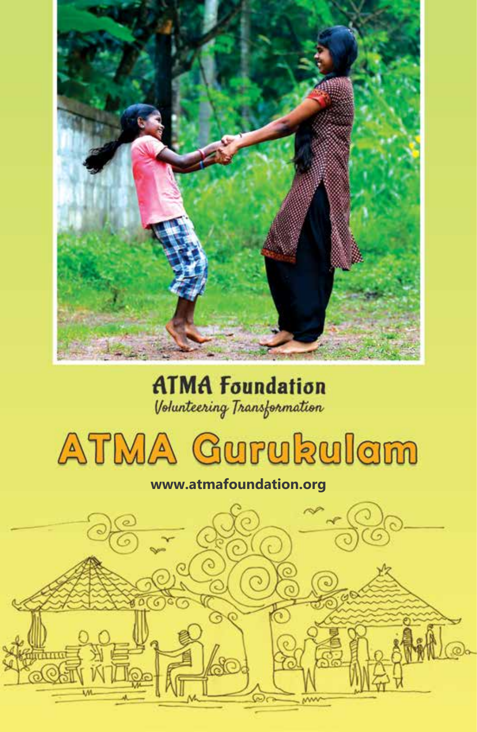**ATMA Foundation**

*Volunteering Transformation*

# ATMA Gurukulam

**www.atmafoundation.org**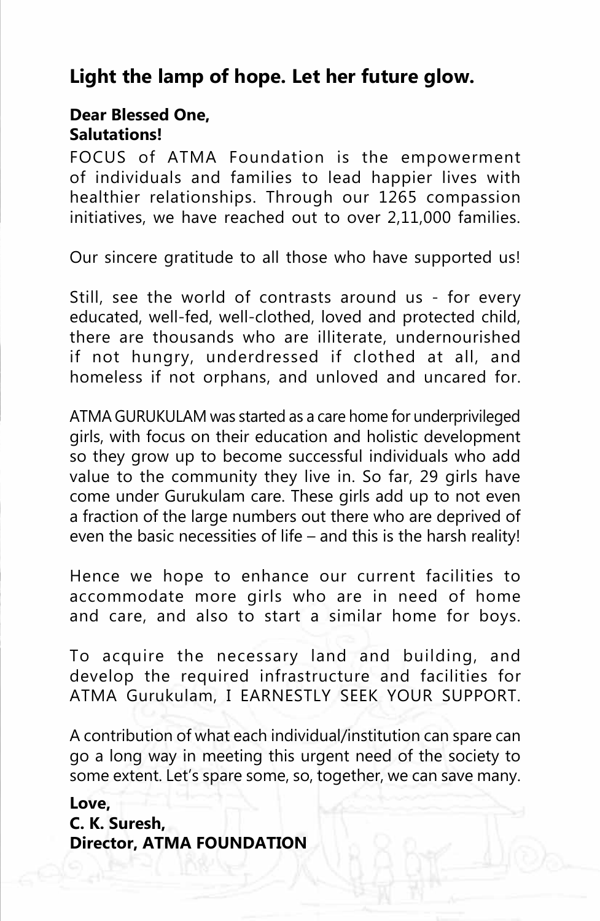## Light the lamp of hope. Let her future glow.

**Dear Blessed One,**
**Salutations!**

FOCUS of ATMA Foundation is the empowerment of individuals and families to lead happier lives with healthier relationships. Through our 1265 compassion initiatives, we have reached out to over 2,11,000 families.

Our sincere gratitude to all those who have supported us!

Still, see the world of contrasts around us - for every educated, well-fed, well-clothed, loved and protected child, there are thousands who are illiterate, undernourished if not hungry, underdressed if clothed at all, and homeless if not orphans, and unloved and uncared for.

ATMA GURUKULAM was started as a care home for underprivileged girls, with focus on their education and holistic development so they grow up to become successful individuals who add value to the community they live in. So far, 29 girls have come under Gurukulam care. These girls add up to not even a fraction of the large numbers out there who are deprived of even the basic necessities of life – and this is the harsh reality!

Hence we hope to enhance our current facilities to accommodate more girls who are in need of home and care, and also to start a similar home for boys.

To acquire the necessary land and building, and develop the required infrastructure and facilities for ATMA Gurukulam, I EARNESTLY SEEK YOUR SUPPORT.

A contribution of what each individual/institution can spare can go a long way in meeting this urgent need of the society to some extent. Let's spare some, so, together, we can save many.

**Love,**
**C. K. Suresh,**
**Director, ATMA FOUNDATION**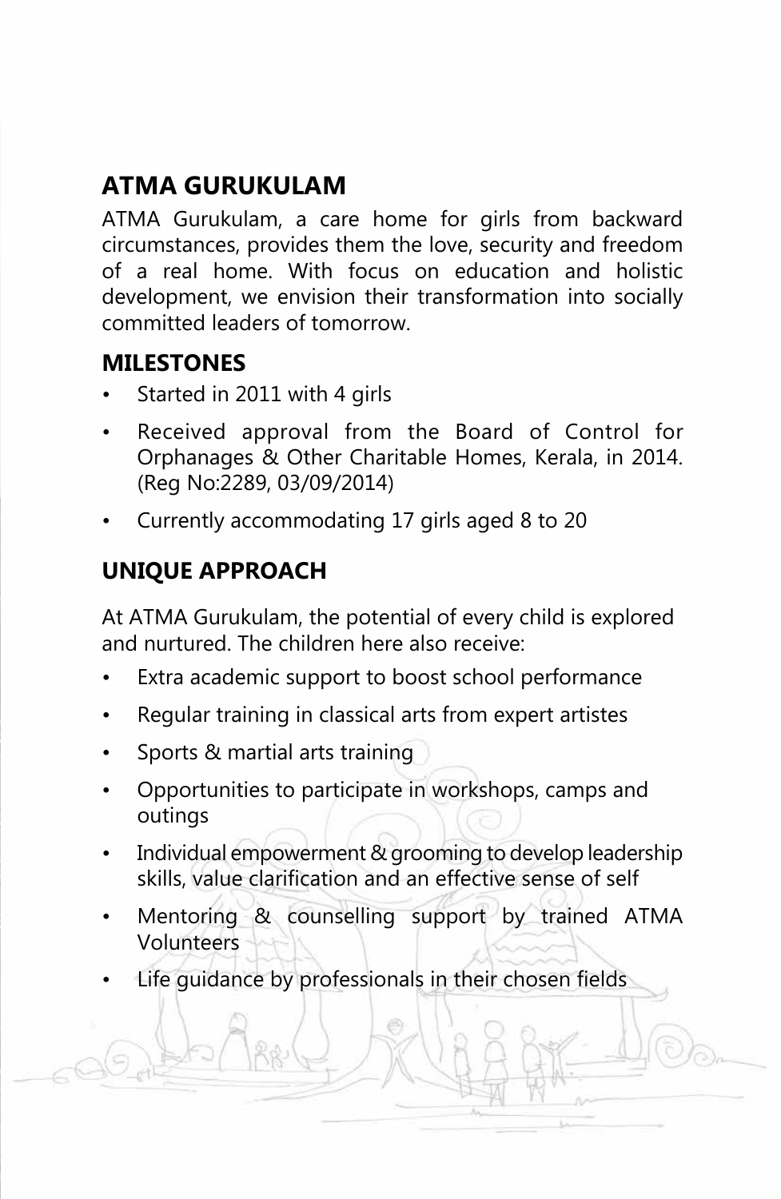## ATMA GURUKULAM

ATMA Gurukulam, a care home for girls from backward circumstances, provides them the love, security and freedom of a real home. With focus on education and holistic development, we envision their transformation into socially committed leaders of tomorrow.

### MILESTONES

- Started in 2011 with 4 girls
- Received approval from the Board of Control for Orphanages & Other Charitable Homes, Kerala, in 2014. (Reg No:2289, 03/09/2014)
- Currently accommodating 17 girls aged 8 to 20

## UNIQUE APPROACH

At ATMA Gurukulam, the potential of every child is explored and nurtured. The children here also receive:

- Extra academic support to boost school performance
- Regular training in classical arts from expert artistes
- Sports & martial arts training
- Opportunities to participate in workshops, camps and outings
- Individual empowerment & grooming to develop leadership skills, value clarification and an effective sense of self
- Mentoring & counselling support by trained ATMA Volunteers
- Life guidance by professionals in their chosen fields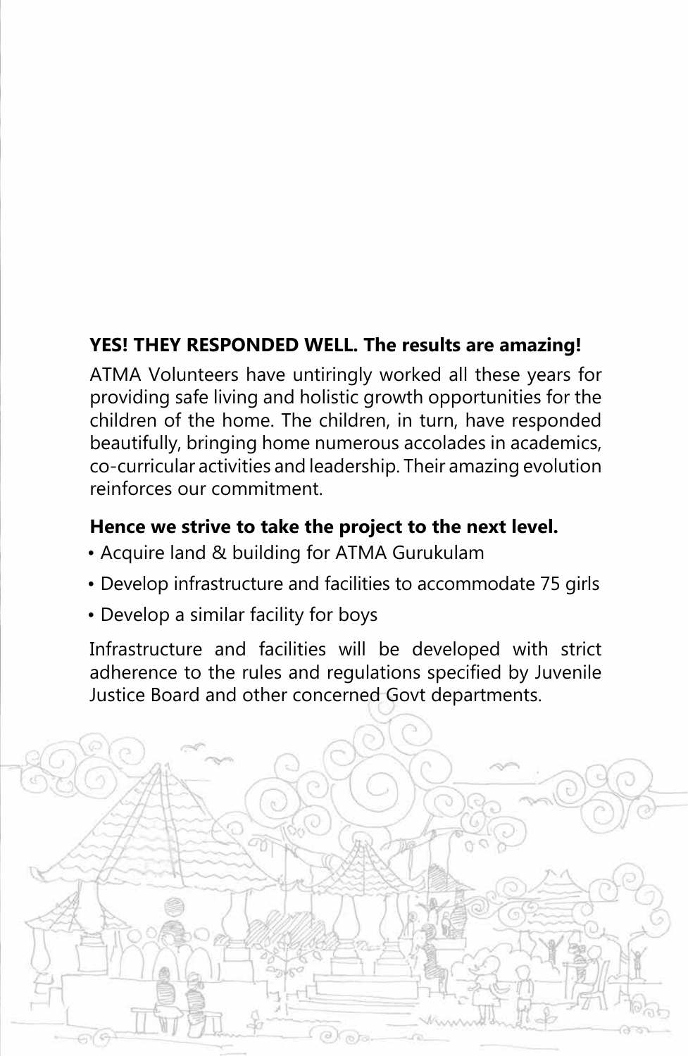**YES! THEY RESPONDED WELL. The results are amazing!**

ATMA Volunteers have untiringly worked all these years for providing safe living and holistic growth opportunities for the children of the home. The children, in turn, have responded beautifully, bringing home numerous accolades in academics, co-curricular activities and leadership. Their amazing evolution reinforces our commitment.

**Hence we strive to take the project to the next level.**

- Acquire land & building for ATMA Gurukulam
- Develop infrastructure and facilities to accommodate 75 girls
- Develop a similar facility for boys

Infrastructure and facilities will be developed with strict adherence to the rules and regulations specified by Juvenile Justice Board and other concerned Govt departments.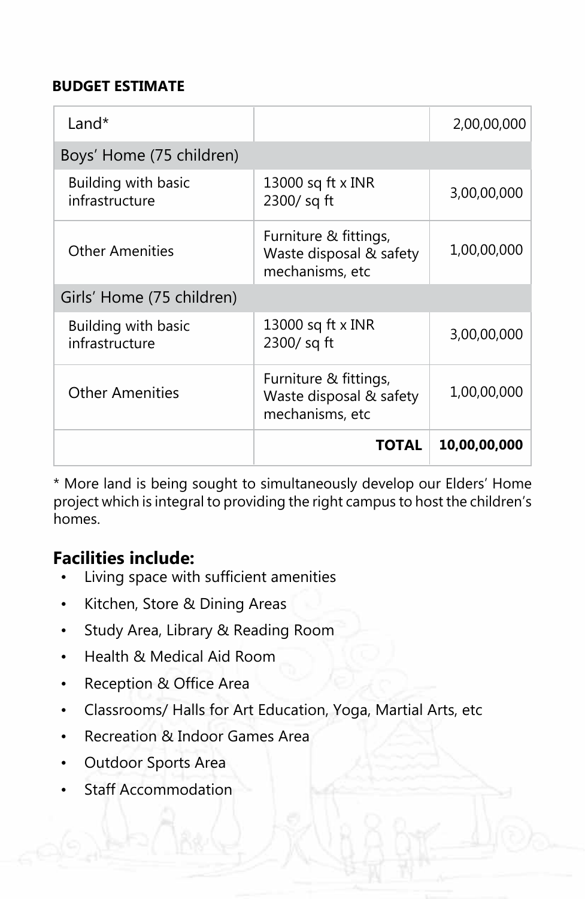**BUDGET ESTIMATE**

| Land* | | 2,00,00,000 |
|---|---|---|
| Boys' Home (75 children) | | |
| Building with basic infrastructure | 13000 sq ft x INR 2300/ sq ft | 3,00,00,000 |
| Other Amenities | Furniture & fittings, Waste disposal & safety mechanisms, etc | 1,00,00,000 |
| Girls' Home (75 children) | | |
| Building with basic infrastructure | 13000 sq ft x INR 2300/ sq ft | 3,00,00,000 |
| Other Amenities | Furniture & fittings, Waste disposal & safety mechanisms, etc | 1,00,00,000 |
| | **TOTAL** | **10,00,00,000** |

* More land is being sought to simultaneously develop our Elders' Home project which is integral to providing the right campus to host the children's homes.

## Facilities include:

- Living space with sufficient amenities
- Kitchen, Store & Dining Areas
- Study Area, Library & Reading Room
- Health & Medical Aid Room
- Reception & Office Area
- Classrooms/ Halls for Art Education, Yoga, Martial Arts, etc
- Recreation & Indoor Games Area
- Outdoor Sports Area
- Staff Accommodation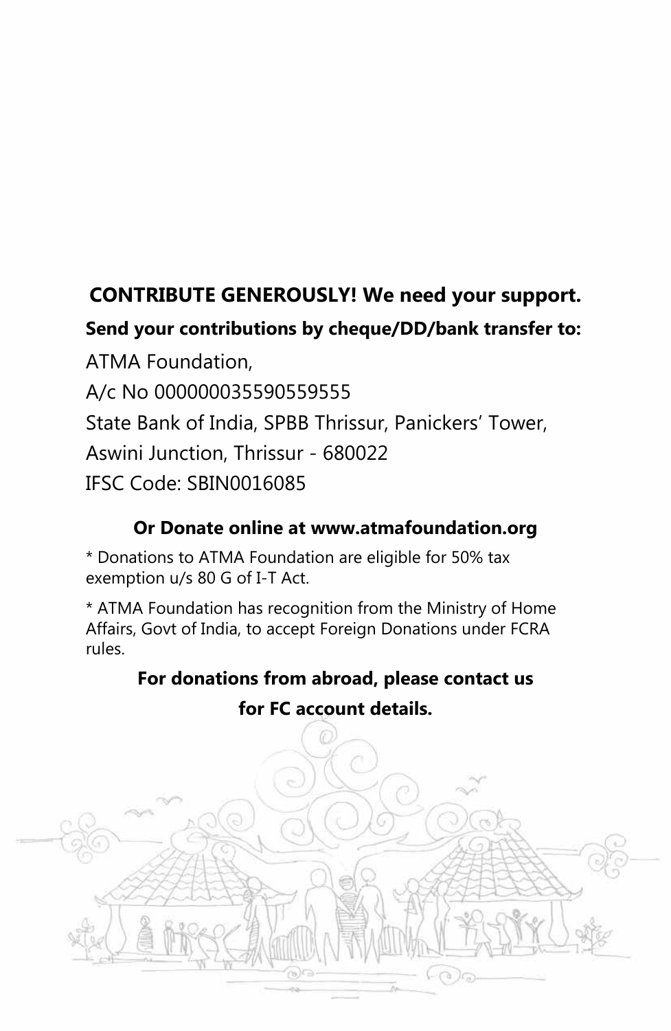**CONTRIBUTE GENEROUSLY! We need your support.**

**Send your contributions by cheque/DD/bank transfer to:**

ATMA Foundation,

A/c No 000000035590559555

State Bank of India, SPBB Thrissur, Panickers' Tower,

Aswini Junction, Thrissur - 680022

IFSC Code: SBIN0016085

**Or Donate online at www.atmafoundation.org**

* Donations to ATMA Foundation are eligible for 50% tax exemption u/s 80 G of I-T Act.

* ATMA Foundation has recognition from the Ministry of Home Affairs, Govt of India, to accept Foreign Donations under FCRA rules.

**For donations from abroad, please contact us for FC account details.**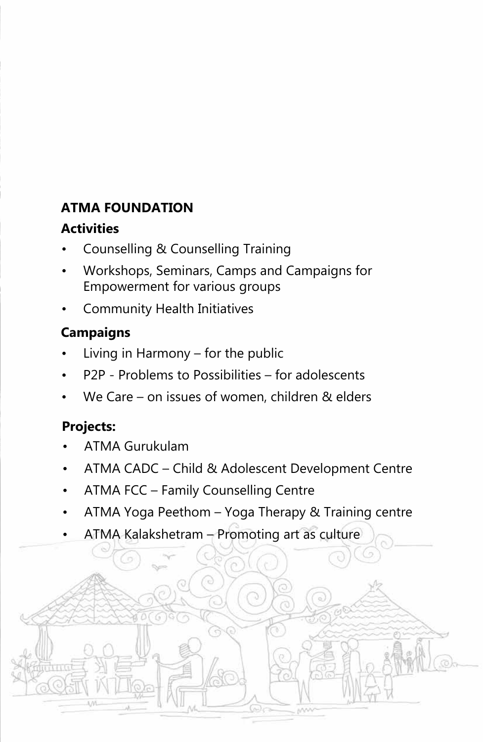## ATMA FOUNDATION

### Activities

- Counselling & Counselling Training
- Workshops, Seminars, Camps and Campaigns for Empowerment for various groups
- Community Health Initiatives

### Campaigns

- Living in Harmony – for the public
- P2P - Problems to Possibilities – for adolescents
- We Care – on issues of women, children & elders

### Projects:

- ATMA Gurukulam
- ATMA CADC – Child & Adolescent Development Centre
- ATMA FCC – Family Counselling Centre
- ATMA Yoga Peethom – Yoga Therapy & Training centre
- ATMA Kalakshetram – Promoting art as culture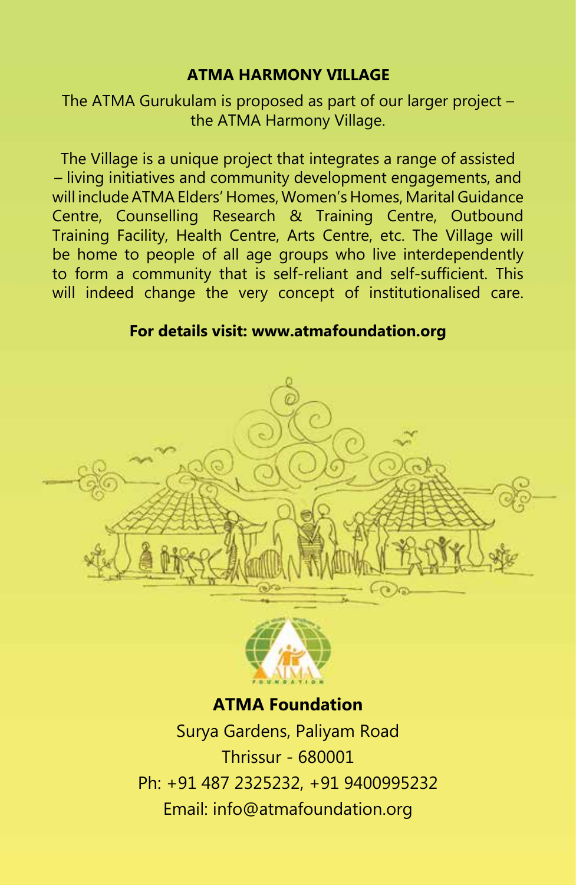## ATMA HARMONY VILLAGE

The ATMA Gurukulam is proposed as part of our larger project – the ATMA Harmony Village.

The Village is a unique project that integrates a range of assisted – living initiatives and community development engagements, and will include ATMA Elders' Homes, Women's Homes, Marital Guidance Centre, Counselling Research & Training Centre, Outbound Training Facility, Health Centre, Arts Centre, etc. The Village will be home to people of all age groups who live interdependently to form a community that is self-reliant and self-sufficient. This will indeed change the very concept of institutionalised care.

**For details visit: www.atmafoundation.org**

**ATMA Foundation**

Surya Gardens, Paliyam Road
Thrissur - 680001
Ph: +91 487 2325232, +91 9400995232
Email: info@atmafoundation.org